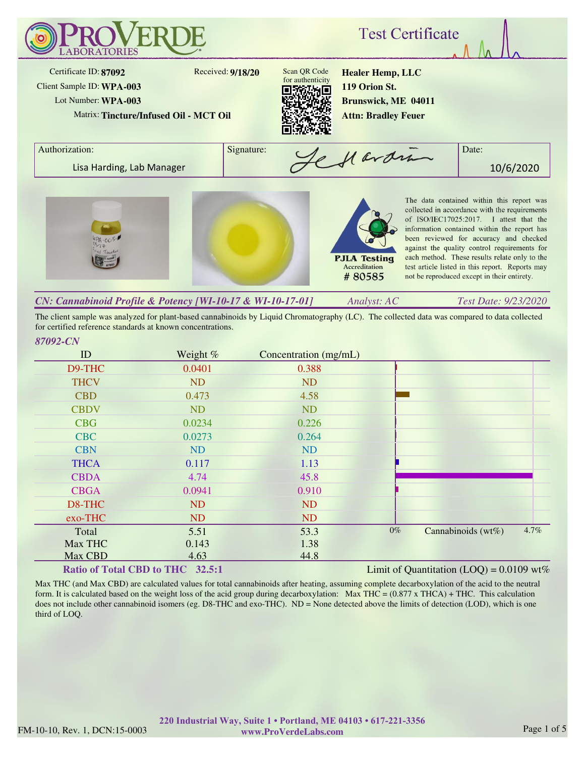# ProVerde Laboratories — Test Certificate

Certificate ID: **87092**
Received: **9/18/20**
Client Sample ID: **WPA-003**
Lot Number: **WPA-003**
Matrix: **Tincture/Infused Oil - MCT Oil**

Scan QR Code for authenticity

**Healer Hemp, LLC**
**119 Orion St.**
**Brunswick, ME 04011**
**Attn: Bradley Feuer**

| Authorization: | Signature: | Date: |
|---|---|---|
| Lisa Harding, Lab Manager | | 10/6/2020 |

PJLA Testing Accreditation # 80585

The data contained within this report was collected in accordance with the requirements of ISO/IEC17025:2017. I attest that the information contained within this report has been reviewed for accuracy and checked against the quality control requirements for each method. These results relate only to the test article listed in this report. Reports may not be reproduced except in their entirety.

## *CN: Cannabinoid Profile & Potency [WI-10-17 & WI-10-17-01]*

*Analyst: AC* — *Test Date: 9/23/2020*

The client sample was analyzed for plant-based cannabinoids by Liquid Chromatography (LC). The collected data was compared to data collected for certified reference standards at known concentrations.

*87092-CN*

| ID | Weight % | Concentration (mg/mL) |
|---|---|---|
| D9-THC | 0.0401 | 0.388 |
| THCV | ND | ND |
| CBD | 0.473 | 4.58 |
| CBDV | ND | ND |
| CBG | 0.0234 | 0.226 |
| CBC | 0.0273 | 0.264 |
| CBN | ND | ND |
| THCA | 0.117 | 1.13 |
| CBDA | 4.74 | 45.8 |
| CBGA | 0.0941 | 0.910 |
| D8-THC | ND | ND |
| exo-THC | ND | ND |
| Total | 5.51 | 53.3 |
| Max THC | 0.143 | 1.38 |
| Max CBD | 4.63 | 44.8 |

Cannabinoids (wt%): 0% – 4.7%

**Ratio of Total CBD to THC 32.5:1**

Limit of Quantitation (LOQ) = 0.0109 wt%

Max THC (and Max CBD) are calculated values for total cannabinoids after heating, assuming complete decarboxylation of the acid to the neutral form. It is calculated based on the weight loss of the acid group during decarboxylation: Max THC = (0.877 x THCA) + THC. This calculation does not include other cannabinoid isomers (eg. D8-THC and exo-THC). ND = None detected above the limits of detection (LOD), which is one third of LOQ.

**220 Industrial Way, Suite 1 • Portland, ME 04103 • 617-221-3356**
**www.ProVerdeLabs.com**

FM-10-10, Rev. 1, DCN:15-0003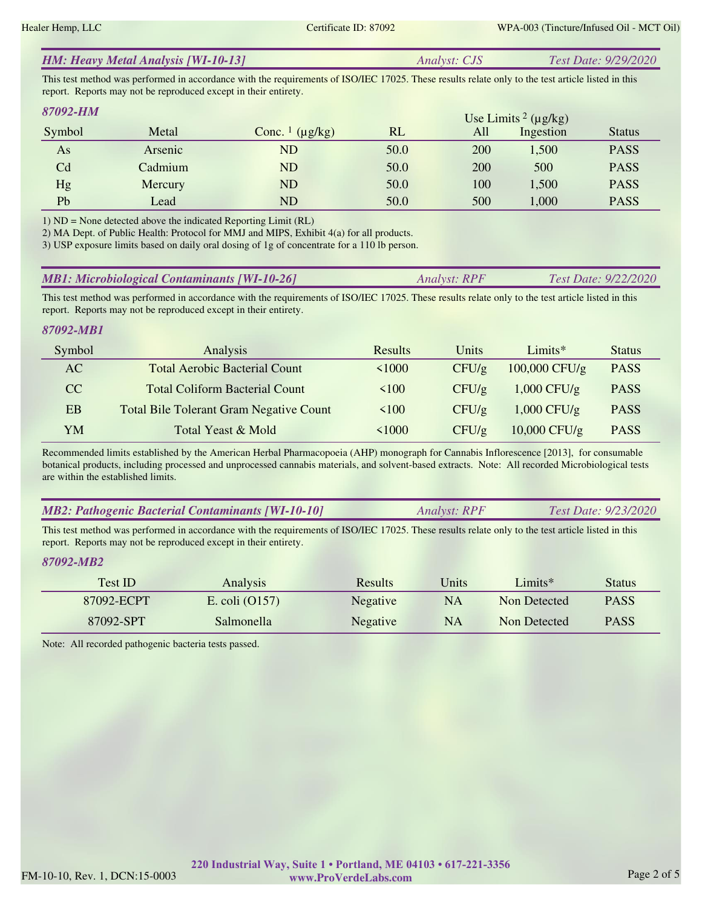## *HM: Heavy Metal Analysis [WI-10-13]* *Analyst: CJS* *Test Date: 9/29/2020*

This test method was performed in accordance with the requirements of ISO/IEC 17025. These results relate only to the test article listed in this report. Reports may not be reproduced except in their entirety.

### *87092-HM*

| Symbol | Metal | Conc. [1] (µg/kg) | RL | Use Limits [2] (µg/kg) | | Status |
|---|---|---|---|---|---|---|
| | | | | All | Ingestion | |
| As | Arsenic | ND | 50.0 | 200 | 1,500 | PASS |
| Cd | Cadmium | ND | 50.0 | 200 | 500 | PASS |
| Hg | Mercury | ND | 50.0 | 100 | 1,500 | PASS |
| Pb | Lead | ND | 50.0 | 500 | 1,000 | PASS |

1) ND = None detected above the indicated Reporting Limit (RL)
2) MA Dept. of Public Health: Protocol for MMJ and MIPS, Exhibit 4(a) for all products.
3) USP exposure limits based on daily oral dosing of 1g of concentrate for a 110 lb person.

## *MB1: Microbiological Contaminants [WI-10-26]* *Analyst: RPF* *Test Date: 9/22/2020*

This test method was performed in accordance with the requirements of ISO/IEC 17025. These results relate only to the test article listed in this report. Reports may not be reproduced except in their entirety.

### *87092-MB1*

| Symbol | Analysis | Results | Units | Limits* | Status |
|---|---|---|---|---|---|
| AC | Total Aerobic Bacterial Count | <1000 | CFU/g | 100,000 CFU/g | PASS |
| CC | Total Coliform Bacterial Count | <100 | CFU/g | 1,000 CFU/g | PASS |
| EB | Total Bile Tolerant Gram Negative Count | <100 | CFU/g | 1,000 CFU/g | PASS |
| YM | Total Yeast & Mold | <1000 | CFU/g | 10,000 CFU/g | PASS |

Recommended limits established by the American Herbal Pharmacopoeia (AHP) monograph for Cannabis Inflorescence [2013], for consumable botanical products, including processed and unprocessed cannabis materials, and solvent-based extracts. Note: All recorded Microbiological tests are within the established limits.

## *MB2: Pathogenic Bacterial Contaminants [WI-10-10]* *Analyst: RPF* *Test Date: 9/23/2020*

This test method was performed in accordance with the requirements of ISO/IEC 17025. These results relate only to the test article listed in this report. Reports may not be reproduced except in their entirety.

### *87092-MB2*

| Test ID | Analysis | Results | Units | Limits* | Status |
|---|---|---|---|---|---|
| 87092-ECPT | E. coli (O157) | Negative | NA | Non Detected | PASS |
| 87092-SPT | Salmonella | Negative | NA | Non Detected | PASS |

Note: All recorded pathogenic bacteria tests passed.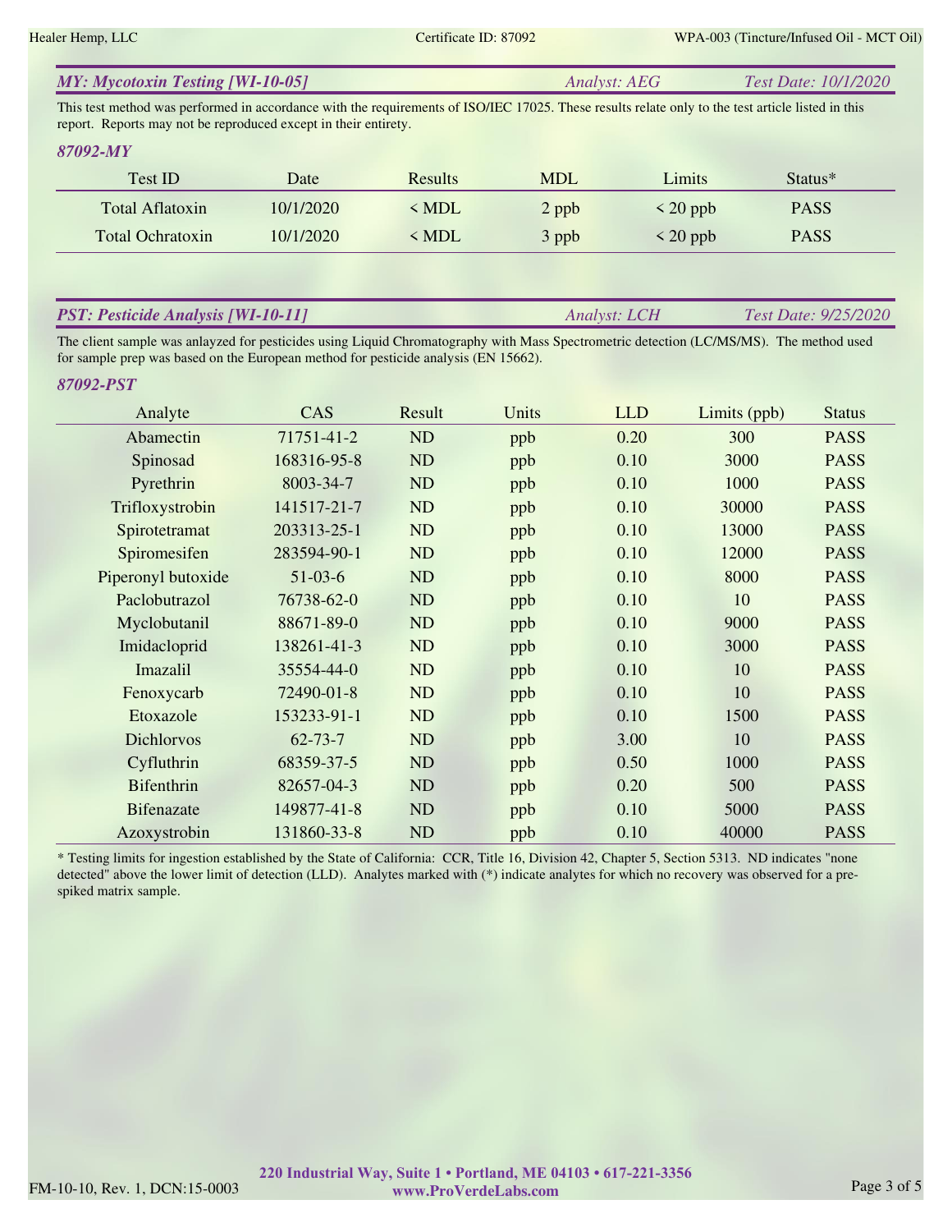## MY: Mycotoxin Testing [WI-10-05]

*Analyst: AEG* *Test Date: 10/1/2020*

This test method was performed in accordance with the requirements of ISO/IEC 17025. These results relate only to the test article listed in this report. Reports may not be reproduced except in their entirety.

### 87092-MY

| Test ID | Date | Results | MDL | Limits | Status* |
|---|---|---|---|---|---|
| Total Aflatoxin | 10/1/2020 | < MDL | 2 ppb | < 20 ppb | PASS |
| Total Ochratoxin | 10/1/2020 | < MDL | 3 ppb | < 20 ppb | PASS |

## PST: Pesticide Analysis [WI-10-11]

*Analyst: LCH* *Test Date: 9/25/2020*

The client sample was anlayzed for pesticides using Liquid Chromatography with Mass Spectrometric detection (LC/MS/MS). The method used for sample prep was based on the European method for pesticide analysis (EN 15662).

### 87092-PST

| Analyte | CAS | Result | Units | LLD | Limits (ppb) | Status |
|---|---|---|---|---|---|---|
| Abamectin | 71751-41-2 | ND | ppb | 0.20 | 300 | PASS |
| Spinosad | 168316-95-8 | ND | ppb | 0.10 | 3000 | PASS |
| Pyrethrin | 8003-34-7 | ND | ppb | 0.10 | 1000 | PASS |
| Trifloxystrobin | 141517-21-7 | ND | ppb | 0.10 | 30000 | PASS |
| Spirotetramat | 203313-25-1 | ND | ppb | 0.10 | 13000 | PASS |
| Spiromesifen | 283594-90-1 | ND | ppb | 0.10 | 12000 | PASS |
| Piperonyl butoxide | 51-03-6 | ND | ppb | 0.10 | 8000 | PASS |
| Paclobutrazol | 76738-62-0 | ND | ppb | 0.10 | 10 | PASS |
| Myclobutanil | 88671-89-0 | ND | ppb | 0.10 | 9000 | PASS |
| Imidacloprid | 138261-41-3 | ND | ppb | 0.10 | 3000 | PASS |
| Imazalil | 35554-44-0 | ND | ppb | 0.10 | 10 | PASS |
| Fenoxycarb | 72490-01-8 | ND | ppb | 0.10 | 10 | PASS |
| Etoxazole | 153233-91-1 | ND | ppb | 0.10 | 1500 | PASS |
| Dichlorvos | 62-73-7 | ND | ppb | 3.00 | 10 | PASS |
| Cyfluthrin | 68359-37-5 | ND | ppb | 0.50 | 1000 | PASS |
| Bifenthrin | 82657-04-3 | ND | ppb | 0.20 | 500 | PASS |
| Bifenazate | 149877-41-8 | ND | ppb | 0.10 | 5000 | PASS |
| Azoxystrobin | 131860-33-8 | ND | ppb | 0.10 | 40000 | PASS |

* Testing limits for ingestion established by the State of California: CCR, Title 16, Division 42, Chapter 5, Section 5313. ND indicates "none detected" above the lower limit of detection (LLD). Analytes marked with (*) indicate analytes for which no recovery was observed for a pre-spiked matrix sample.

**220 Industrial Way, Suite 1 • Portland, ME 04103 • 617-221-3356**
**www.ProVerdeLabs.com**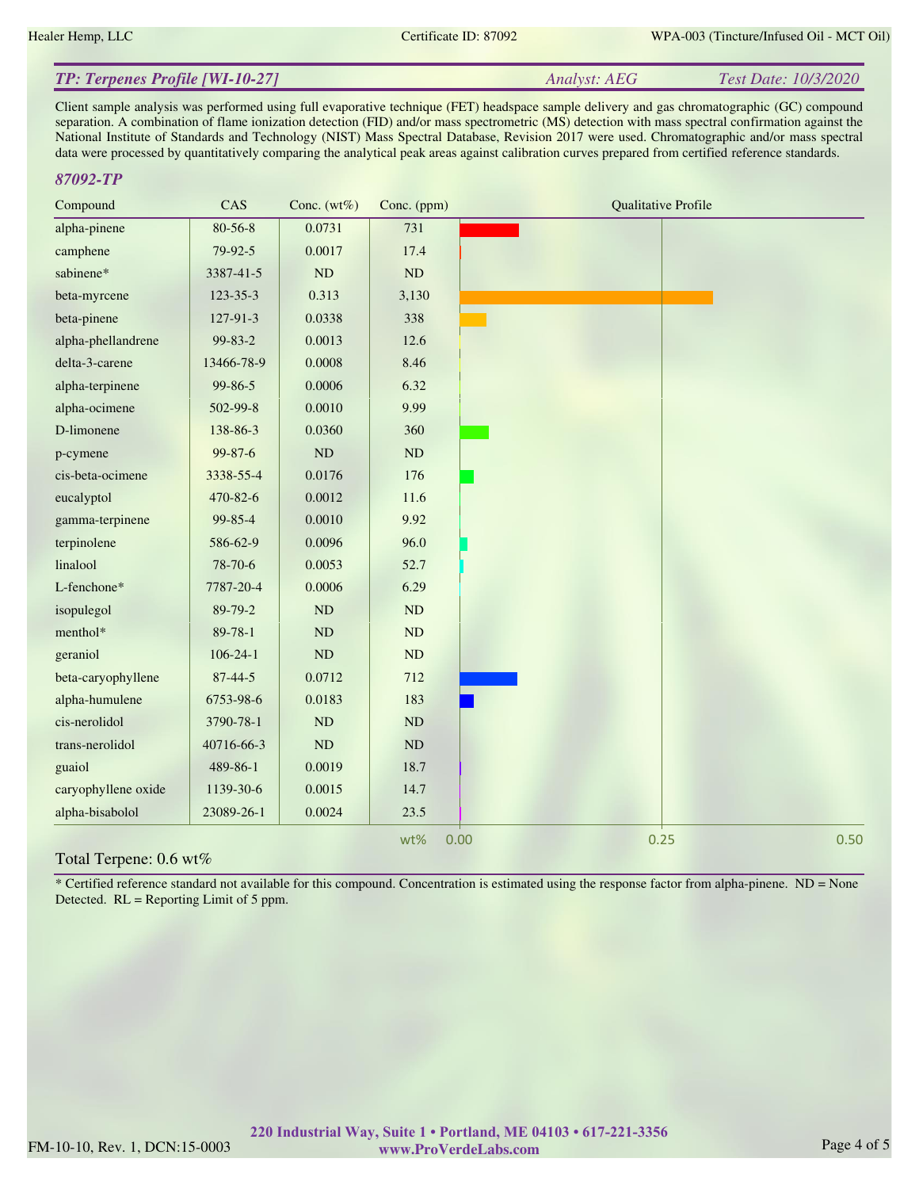## TP: Terpenes Profile [WI-10-27]

*Analyst: AEG* *Test Date: 10/3/2020*

Client sample analysis was performed using full evaporative technique (FET) headspace sample delivery and gas chromatographic (GC) compound separation. A combination of flame ionization detection (FID) and/or mass spectrometric (MS) detection with mass spectral confirmation against the National Institute of Standards and Technology (NIST) Mass Spectral Database, Revision 2017 were used. Chromatographic and/or mass spectral data were processed by quantitatively comparing the analytical peak areas against calibration curves prepared from certified reference standards.

### 87092-TP

| Compound | CAS | Conc. (wt%) | Conc. (ppm) |
|---|---|---|---|
| alpha-pinene | 80-56-8 | 0.0731 | 731 |
| camphene | 79-92-5 | 0.0017 | 17.4 |
| sabinene* | 3387-41-5 | ND | ND |
| beta-myrcene | 123-35-3 | 0.313 | 3,130 |
| beta-pinene | 127-91-3 | 0.0338 | 338 |
| alpha-phellandrene | 99-83-2 | 0.0013 | 12.6 |
| delta-3-carene | 13466-78-9 | 0.0008 | 8.46 |
| alpha-terpinene | 99-86-5 | 0.0006 | 6.32 |
| alpha-ocimene | 502-99-8 | 0.0010 | 9.99 |
| D-limonene | 138-86-3 | 0.0360 | 360 |
| p-cymene | 99-87-6 | ND | ND |
| cis-beta-ocimene | 3338-55-4 | 0.0176 | 176 |
| eucalyptol | 470-82-6 | 0.0012 | 11.6 |
| gamma-terpinene | 99-85-4 | 0.0010 | 9.92 |
| terpinolene | 586-62-9 | 0.0096 | 96.0 |
| linalool | 78-70-6 | 0.0053 | 52.7 |
| L-fenchone* | 7787-20-4 | 0.0006 | 6.29 |
| isopulegol | 89-79-2 | ND | ND |
| menthol* | 89-78-1 | ND | ND |
| geraniol | 106-24-1 | ND | ND |
| beta-caryophyllene | 87-44-5 | 0.0712 | 712 |
| alpha-humulene | 6753-98-6 | 0.0183 | 183 |
| cis-nerolidol | 3790-78-1 | ND | ND |
| trans-nerolidol | 40716-66-3 | ND | ND |
| guaiol | 489-86-1 | 0.0019 | 18.7 |
| caryophyllene oxide | 1139-30-6 | 0.0015 | 14.7 |
| alpha-bisabolol | 23089-26-1 | 0.0024 | 23.5 |

Total Terpene: 0.6 wt%

\* Certified reference standard not available for this compound. Concentration is estimated using the response factor from alpha-pinene. ND = None Detected. RL = Reporting Limit of 5 ppm.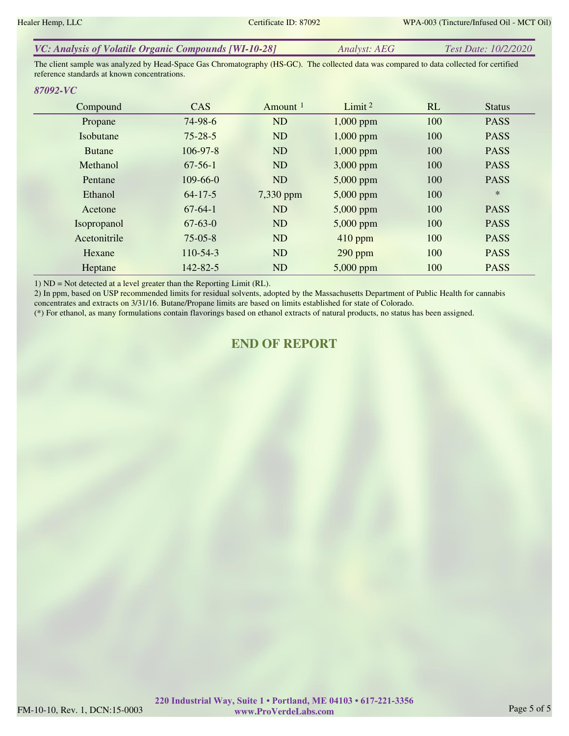### *VC: Analysis of Volatile Organic Compounds [WI-10-28]* — *Analyst: AEG* — *Test Date: 10/2/2020*

The client sample was analyzed by Head-Space Gas Chromatography (HS-GC). The collected data was compared to data collected for certified reference standards at known concentrations.

***87092-VC***

| Compound | CAS | Amount [1] | Limit [2] | RL | Status |
|---|---|---|---|---|---|
| Propane | 74-98-6 | ND | 1,000 ppm | 100 | PASS |
| Isobutane | 75-28-5 | ND | 1,000 ppm | 100 | PASS |
| Butane | 106-97-8 | ND | 1,000 ppm | 100 | PASS |
| Methanol | 67-56-1 | ND | 3,000 ppm | 100 | PASS |
| Pentane | 109-66-0 | ND | 5,000 ppm | 100 | PASS |
| Ethanol | 64-17-5 | 7,330 ppm | 5,000 ppm | 100 | * |
| Acetone | 67-64-1 | ND | 5,000 ppm | 100 | PASS |
| Isopropanol | 67-63-0 | ND | 5,000 ppm | 100 | PASS |
| Acetonitrile | 75-05-8 | ND | 410 ppm | 100 | PASS |
| Hexane | 110-54-3 | ND | 290 ppm | 100 | PASS |
| Heptane | 142-82-5 | ND | 5,000 ppm | 100 | PASS |

1) ND = Not detected at a level greater than the Reporting Limit (RL).
2) In ppm, based on USP recommended limits for residual solvents, adopted by the Massachusetts Department of Public Health for cannabis concentrates and extracts on 3/31/16. Butane/Propane limits are based on limits established for state of Colorado.
(*) For ethanol, as many formulations contain flavorings based on ethanol extracts of natural products, no status has been assigned.

## END OF REPORT